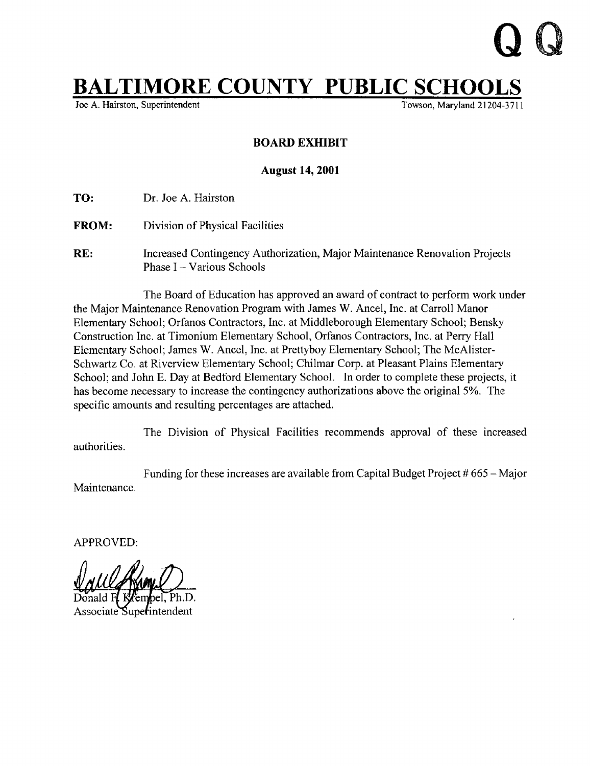Q Q

# BALTIMORE COUNTY PUBLIC SCHOOLS

Joe A. Hairston, Superintendent Towson, Maryland 21204-3711

**BOARD EXHIBIT**

**August 14, 2001**

**TO:** Dr. Joe A. Hairston

**FROM:** Division of Physical Facilities

**RE:** Increased Contingency Authorization, Major Maintenance Renovation Projects Phase I – Various Schools

The Board of Education has approved an award of contract to perform work under the Major Maintenance Renovation Program with James W. Ancel, Inc. at Carroll Manor Elementary School; Orfanos Contractors, Inc. at Middleborough Elementary School; Bensky Construction Inc. at Timonium Elementary School, Orfanos Contractors, Inc. at Perry Hall Elementary School; James W. Ancel, Inc. at Prettyboy Elementary School; The McAlister-Schwartz Co. at Riverview Elementary School; Chilmar Corp. at Pleasant Plains Elementary School; and John E. Day at Bedford Elementary School. In order to complete these projects, it has become necessary to increase the contingency authorizations above the original 5%. The specific amounts and resulting percentages are attached.

The Division of Physical Facilities recommends approval of these increased authorities.

Funding for these increases are available from Capital Budget Project # 665 – Major Maintenance.

APPROVED:

Donald F. Krempel, Ph.D.
Associate Superintendent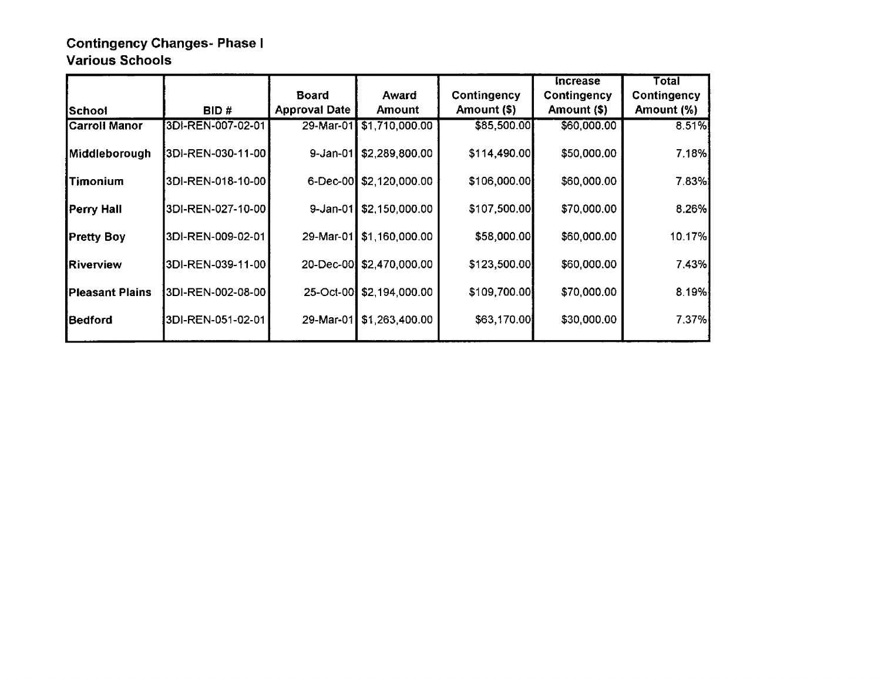**Contingency Changes- Phase I**
**Various Schools**

| School | BID # | Board Approval Date | Award Amount | Contingency Amount ($) | Increase Contingency Amount ($) | Total Contingency Amount (%) |
|---|---|---|---|---|---|---|
| Carroll Manor | 3DI-REN-007-02-01 | 29-Mar-01 | $1,710,000.00 | $85,500.00 | $60,000.00 | 8.51% |
| Middleborough | 3DI-REN-030-11-00 | 9-Jan-01 | $2,289,800.00 | $114,490.00 | $50,000.00 | 7.18% |
| Timonium | 3DI-REN-018-10-00 | 6-Dec-00 | $2,120,000.00 | $106,000.00 | $60,000.00 | 7.83% |
| Perry Hall | 3DI-REN-027-10-00 | 9-Jan-01 | $2,150,000.00 | $107,500.00 | $70,000.00 | 8.26% |
| Pretty Boy | 3DI-REN-009-02-01 | 29-Mar-01 | $1,160,000.00 | $58,000.00 | $60,000.00 | 10.17% |
| Riverview | 3DI-REN-039-11-00 | 20-Dec-00 | $2,470,000.00 | $123,500.00 | $60,000.00 | 7.43% |
| Pleasant Plains | 3DI-REN-002-08-00 | 25-Oct-00 | $2,194,000.00 | $109,700.00 | $70,000.00 | 8.19% |
| Bedford | 3DI-REN-051-02-01 | 29-Mar-01 | $1,263,400.00 | $63,170.00 | $30,000.00 | 7.37% |